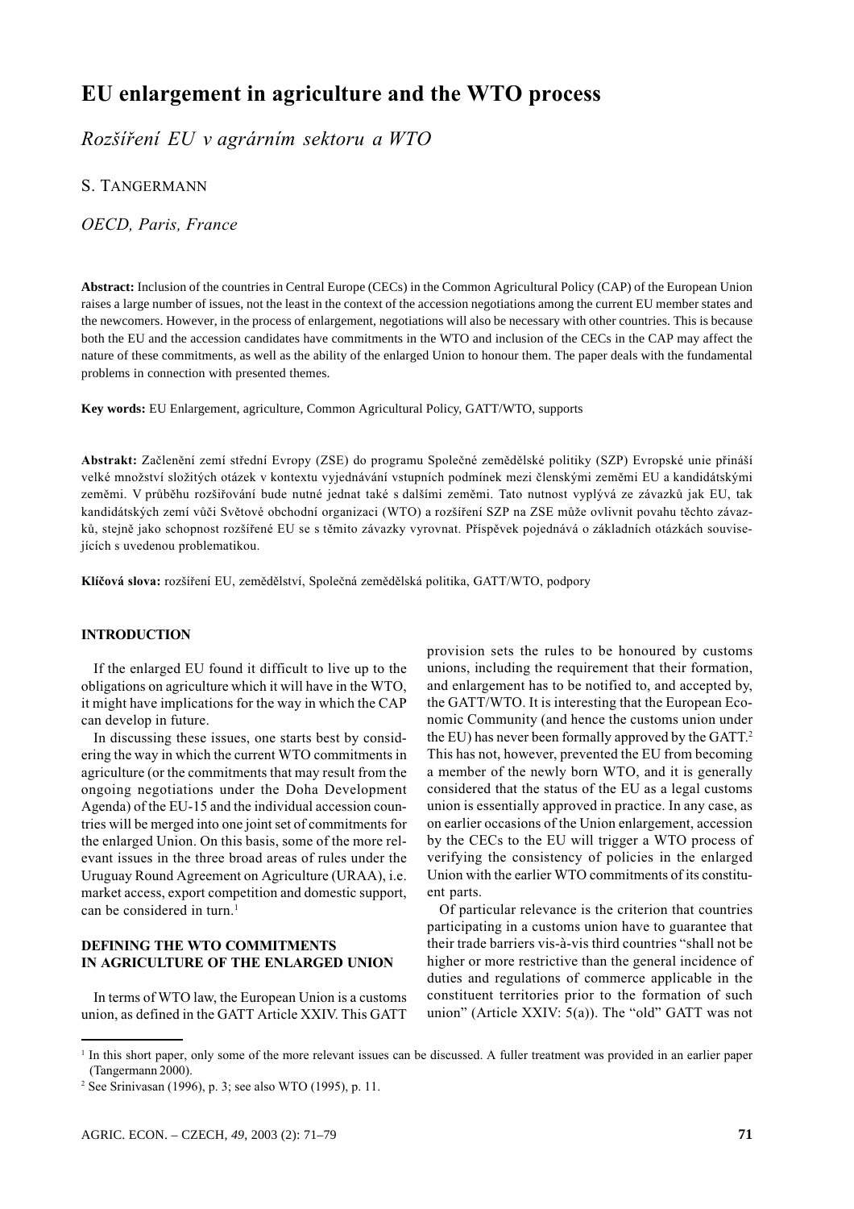# EU enlargement in agriculture and the WTO process

*Rozšíření EU v agrárním sektoru a WTO*

S. TANGERMANN

*OECD, Paris, France*

**Abstract:** Inclusion of the countries in Central Europe (CECs) in the Common Agricultural Policy (CAP) of the European Union raises a large number of issues, not the least in the context of the accession negotiations among the current EU member states and the newcomers. However, in the process of enlargement, negotiations will also be necessary with other countries. This is because both the EU and the accession candidates have commitments in the WTO and inclusion of the CECs in the CAP may affect the nature of these commitments, as well as the ability of the enlarged Union to honour them. The paper deals with the fundamental problems in connection with presented themes.

**Key words:** EU Enlargement, agriculture, Common Agricultural Policy, GATT/WTO, supports

**Abstrakt:** Začlenění zemí střední Evropy (ZSE) do programu Společné zemědělské politiky (SZP) Evropské unie přináší velké množství složitých otázek v kontextu vyjednávání vstupních podmínek mezi členskými zeměmi EU a kandidátskými zeměmi. V průběhu rozšiřování bude nutné jednat také s dalšími zeměmi. Tato nutnost vyplývá ze závazků jak EU, tak kandidátských zemí vůči Světové obchodní organizaci (WTO) a rozšíření SZP na ZSE může ovlivnit povahu těchto závazků, stejně jako schopnost rozšířené EU se s těmito závazky vyrovnat. Příspěvek pojednává o základních otázkách souvisejících s uvedenou problematikou.

**Klíčová slova:** rozšíření EU, zemědělství, Společná zemědělská politika, GATT/WTO, podpory

## INTRODUCTION

If the enlarged EU found it difficult to live up to the obligations on agriculture which it will have in the WTO, it might have implications for the way in which the CAP can develop in future.

In discussing these issues, one starts best by considering the way in which the current WTO commitments in agriculture (or the commitments that may result from the ongoing negotiations under the Doha Development Agenda) of the EU-15 and the individual accession countries will be merged into one joint set of commitments for the enlarged Union. On this basis, some of the more relevant issues in the three broad areas of rules under the Uruguay Round Agreement on Agriculture (URAA), i.e. market access, export competition and domestic support, can be considered in turn.[1]

## DEFINING THE WTO COMMITMENTS IN AGRICULTURE OF THE ENLARGED UNION

In terms of WTO law, the European Union is a customs union, as defined in the GATT Article XXIV. This GATT provision sets the rules to be honoured by customs unions, including the requirement that their formation, and enlargement has to be notified to, and accepted by, the GATT/WTO. It is interesting that the European Economic Community (and hence the customs union under the EU) has never been formally approved by the GATT.[2] This has not, however, prevented the EU from becoming a member of the newly born WTO, and it is generally considered that the status of the EU as a legal customs union is essentially approved in practice. In any case, as on earlier occasions of the Union enlargement, accession by the CECs to the EU will trigger a WTO process of verifying the consistency of policies in the enlarged Union with the earlier WTO commitments of its constituent parts.

Of particular relevance is the criterion that countries participating in a customs union have to guarantee that their trade barriers vis-à-vis third countries "shall not be higher or more restrictive than the general incidence of duties and regulations of commerce applicable in the constituent territories prior to the formation of such union" (Article XXIV: 5(a)). The "old" GATT was not

[1] In this short paper, only some of the more relevant issues can be discussed. A fuller treatment was provided in an earlier paper (Tangermann 2000).

[2] See Srinivasan (1996), p. 3; see also WTO (1995), p. 11.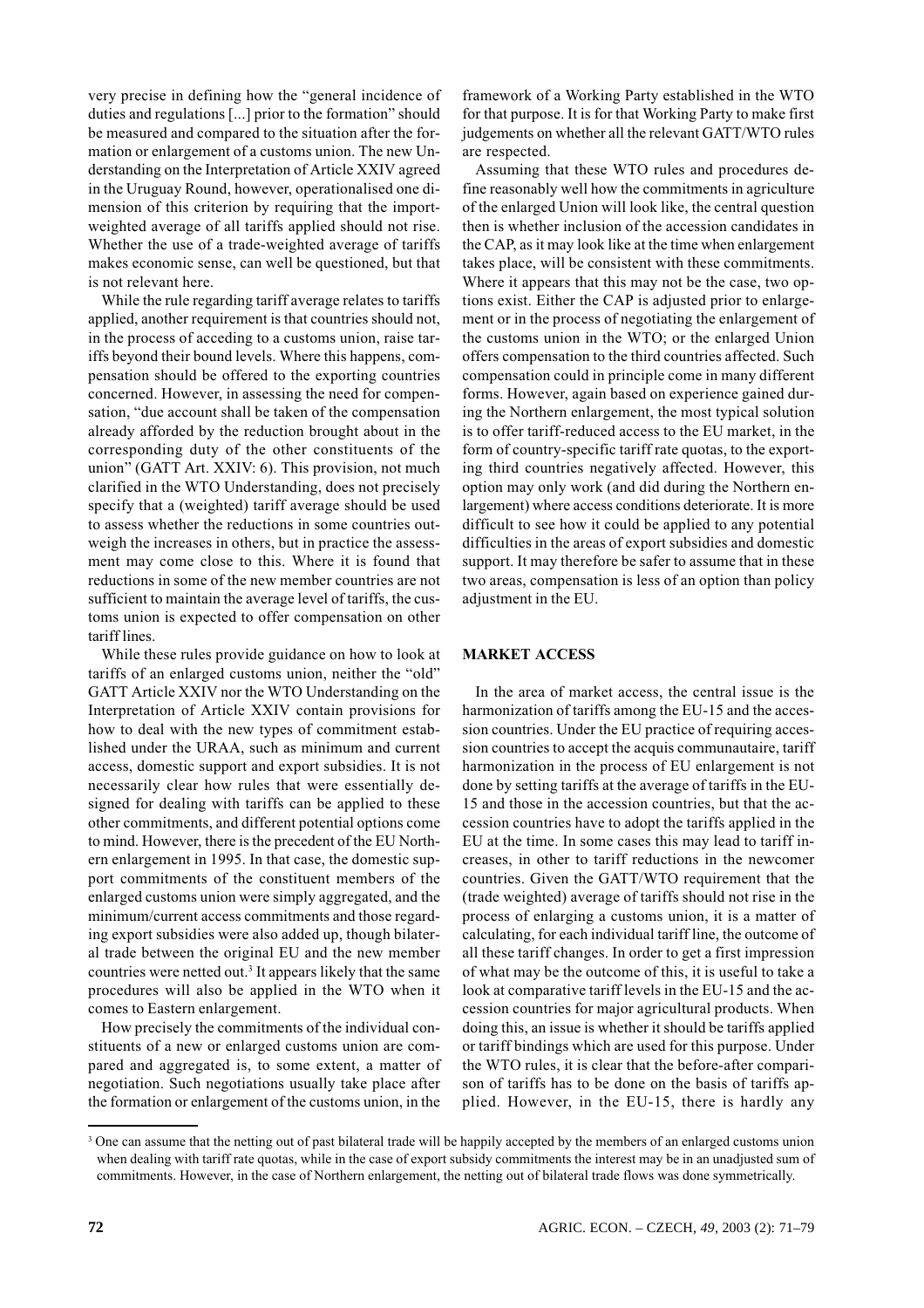very precise in defining how the "general incidence of duties and regulations [...] prior to the formation" should be measured and compared to the situation after the formation or enlargement of a customs union. The new Understanding on the Interpretation of Article XXIV agreed in the Uruguay Round, however, operationalised one dimension of this criterion by requiring that the import-weighted average of all tariffs applied should not rise. Whether the use of a trade-weighted average of tariffs makes economic sense, can well be questioned, but that is not relevant here.

While the rule regarding tariff average relates to tariffs applied, another requirement is that countries should not, in the process of acceding to a customs union, raise tariffs beyond their bound levels. Where this happens, compensation should be offered to the exporting countries concerned. However, in assessing the need for compensation, "due account shall be taken of the compensation already afforded by the reduction brought about in the corresponding duty of the other constituents of the union" (GATT Art. XXIV: 6). This provision, not much clarified in the WTO Understanding, does not precisely specify that a (weighted) tariff average should be used to assess whether the reductions in some countries outweigh the increases in others, but in practice the assessment may come close to this. Where it is found that reductions in some of the new member countries are not sufficient to maintain the average level of tariffs, the customs union is expected to offer compensation on other tariff lines.

While these rules provide guidance on how to look at tariffs of an enlarged customs union, neither the "old" GATT Article XXIV nor the WTO Understanding on the Interpretation of Article XXIV contain provisions for how to deal with the new types of commitment established under the URAA, such as minimum and current access, domestic support and export subsidies. It is not necessarily clear how rules that were essentially designed for dealing with tariffs can be applied to these other commitments, and different potential options come to mind. However, there is the precedent of the EU Northern enlargement in 1995. In that case, the domestic support commitments of the constituent members of the enlarged customs union were simply aggregated, and the minimum/current access commitments and those regarding export subsidies were also added up, though bilateral trade between the original EU and the new member countries were netted out.[3] It appears likely that the same procedures will also be applied in the WTO when it comes to Eastern enlargement.

How precisely the commitments of the individual constituents of a new or enlarged customs union are compared and aggregated is, to some extent, a matter of negotiation. Such negotiations usually take place after the formation or enlargement of the customs union, in the framework of a Working Party established in the WTO for that purpose. It is for that Working Party to make first judgements on whether all the relevant GATT/WTO rules are respected.

Assuming that these WTO rules and procedures define reasonably well how the commitments in agriculture of the enlarged Union will look like, the central question then is whether inclusion of the accession candidates in the CAP, as it may look like at the time when enlargement takes place, will be consistent with these commitments. Where it appears that this may not be the case, two options exist. Either the CAP is adjusted prior to enlargement or in the process of negotiating the enlargement of the customs union in the WTO; or the enlarged Union offers compensation to the third countries affected. Such compensation could in principle come in many different forms. However, again based on experience gained during the Northern enlargement, the most typical solution is to offer tariff-reduced access to the EU market, in the form of country-specific tariff rate quotas, to the exporting third countries negatively affected. However, this option may only work (and did during the Northern enlargement) where access conditions deteriorate. It is more difficult to see how it could be applied to any potential difficulties in the areas of export subsidies and domestic support. It may therefore be safer to assume that in these two areas, compensation is less of an option than policy adjustment in the EU.

## MARKET ACCESS

In the area of market access, the central issue is the harmonization of tariffs among the EU-15 and the accession countries. Under the EU practice of requiring accession countries to accept the acquis communautaire, tariff harmonization in the process of EU enlargement is not done by setting tariffs at the average of tariffs in the EU-15 and those in the accession countries, but that the accession countries have to adopt the tariffs applied in the EU at the time. In some cases this may lead to tariff increases, in other to tariff reductions in the newcomer countries. Given the GATT/WTO requirement that the (trade weighted) average of tariffs should not rise in the process of enlarging a customs union, it is a matter of calculating, for each individual tariff line, the outcome of all these tariff changes. In order to get a first impression of what may be the outcome of this, it is useful to take a look at comparative tariff levels in the EU-15 and the accession countries for major agricultural products. When doing this, an issue is whether it should be tariffs applied or tariff bindings which are used for this purpose. Under the WTO rules, it is clear that the before-after comparison of tariffs has to be done on the basis of tariffs applied. However, in the EU-15, there is hardly any

[3] One can assume that the netting out of past bilateral trade will be happily accepted by the members of an enlarged customs union when dealing with tariff rate quotas, while in the case of export subsidy commitments the interest may be in an unadjusted sum of commitments. However, in the case of Northern enlargement, the netting out of bilateral trade flows was done symmetrically.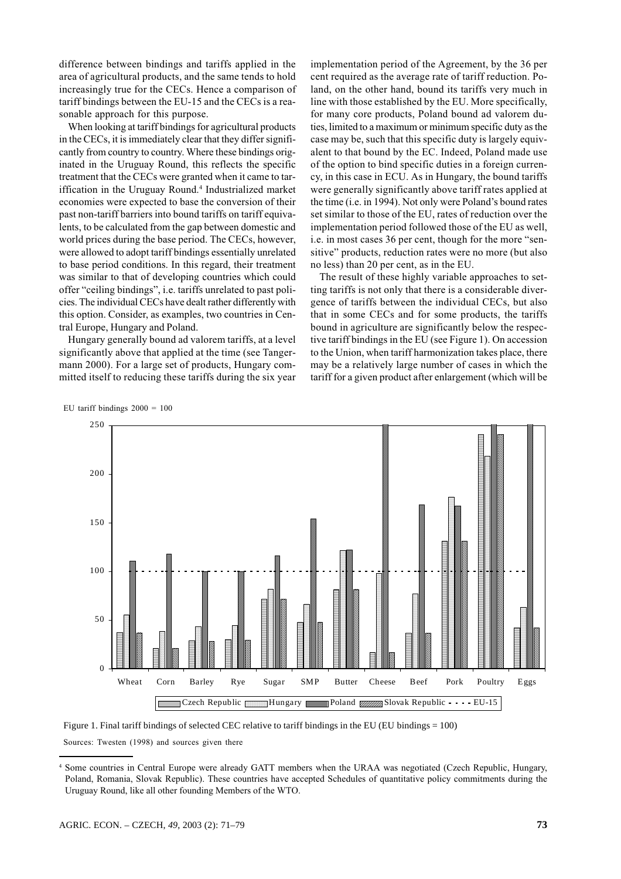difference between bindings and tariffs applied in the area of agricultural products, and the same tends to hold increasingly true for the CECs. Hence a comparison of tariff bindings between the EU-15 and the CECs is a reasonable approach for this purpose.

When looking at tariff bindings for agricultural products in the CECs, it is immediately clear that they differ significantly from country to country. Where these bindings originated in the Uruguay Round, this reflects the specific treatment that the CECs were granted when it came to tariffication in the Uruguay Round.[4] Industrialized market economies were expected to base the conversion of their past non-tariff barriers into bound tariffs on tariff equivalents, to be calculated from the gap between domestic and world prices during the base period. The CECs, however, were allowed to adopt tariff bindings essentially unrelated to base period conditions. In this regard, their treatment was similar to that of developing countries which could offer "ceiling bindings", i.e. tariffs unrelated to past policies. The individual CECs have dealt rather differently with this option. Consider, as examples, two countries in Central Europe, Hungary and Poland.

Hungary generally bound ad valorem tariffs, at a level significantly above that applied at the time (see Tangermann 2000). For a large set of products, Hungary committed itself to reducing these tariffs during the six year implementation period of the Agreement, by the 36 per cent required as the average rate of tariff reduction. Poland, on the other hand, bound its tariffs very much in line with those established by the EU. More specifically, for many core products, Poland bound ad valorem duties, limited to a maximum or minimum specific duty as the case may be, such that this specific duty is largely equivalent to that bound by the EC. Indeed, Poland made use of the option to bind specific duties in a foreign currency, in this case in ECU. As in Hungary, the bound tariffs were generally significantly above tariff rates applied at the time (i.e. in 1994). Not only were Poland's bound rates set similar to those of the EU, rates of reduction over the implementation period followed those of the EU as well, i.e. in most cases 36 per cent, though for the more "sensitive" products, reduction rates were no more (but also no less) than 20 per cent, as in the EU.

The result of these highly variable approaches to setting tariffs is not only that there is a considerable divergence of tariffs between the individual CECs, but also that in some CECs and for some products, the tariffs bound in agriculture are significantly below the respective tariff bindings in the EU (see Figure 1). On accession to the Union, when tariff harmonization takes place, there may be a relatively large number of cases in which the tariff for a given product after enlargement (which will be

Figure 1. Final tariff bindings of selected CEC relative to tariff bindings in the EU (EU bindings = 100)

Sources: Twesten (1998) and sources given there

[4] Some countries in Central Europe were already GATT members when the URAA was negotiated (Czech Republic, Hungary, Poland, Romania, Slovak Republic). These countries have accepted Schedules of quantitative policy commitments during the Uruguay Round, like all other founding Members of the WTO.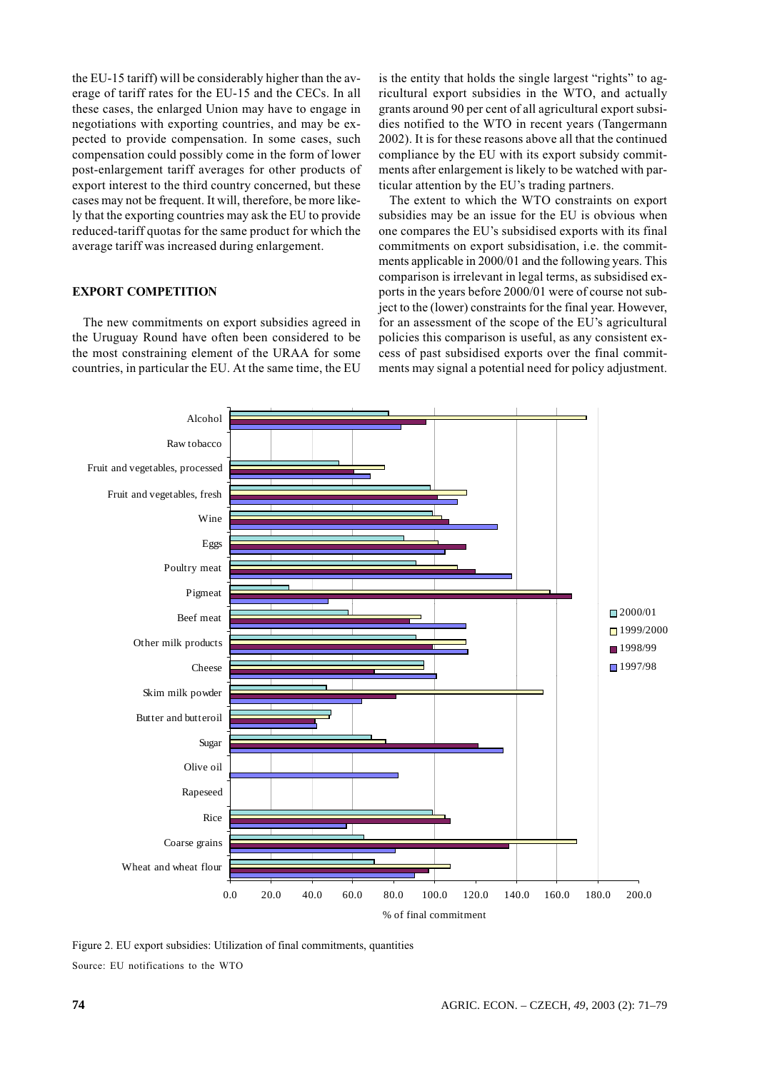the EU-15 tariff) will be considerably higher than the average of tariff rates for the EU-15 and the CECs. In all these cases, the enlarged Union may have to engage in negotiations with exporting countries, and may be expected to provide compensation. In some cases, such compensation could possibly come in the form of lower post-enlargement tariff averages for other products of export interest to the third country concerned, but these cases may not be frequent. It will, therefore, be more likely that the exporting countries may ask the EU to provide reduced-tariff quotas for the same product for which the average tariff was increased during enlargement.

## EXPORT COMPETITION

The new commitments on export subsidies agreed in the Uruguay Round have often been considered to be the most constraining element of the URAA for some countries, in particular the EU. At the same time, the EU is the entity that holds the single largest "rights" to agricultural export subsidies in the WTO, and actually grants around 90 per cent of all agricultural export subsidies notified to the WTO in recent years (Tangermann 2002). It is for these reasons above all that the continued compliance by the EU with its export subsidy commitments after enlargement is likely to be watched with particular attention by the EU's trading partners.

The extent to which the WTO constraints on export subsidies may be an issue for the EU is obvious when one compares the EU's subsidised exports with its final commitments on export subsidisation, i.e. the commitments applicable in 2000/01 and the following years. This comparison is irrelevant in legal terms, as subsidised exports in the years before 2000/01 were of course not subject to the (lower) constraints for the final year. However, for an assessment of the scope of the EU's agricultural policies this comparison is useful, as any consistent excess of past subsidised exports over the final commitments may signal a potential need for policy adjustment.

Figure 2. EU export subsidies: Utilization of final commitments, quantities

Source: EU notifications to the WTO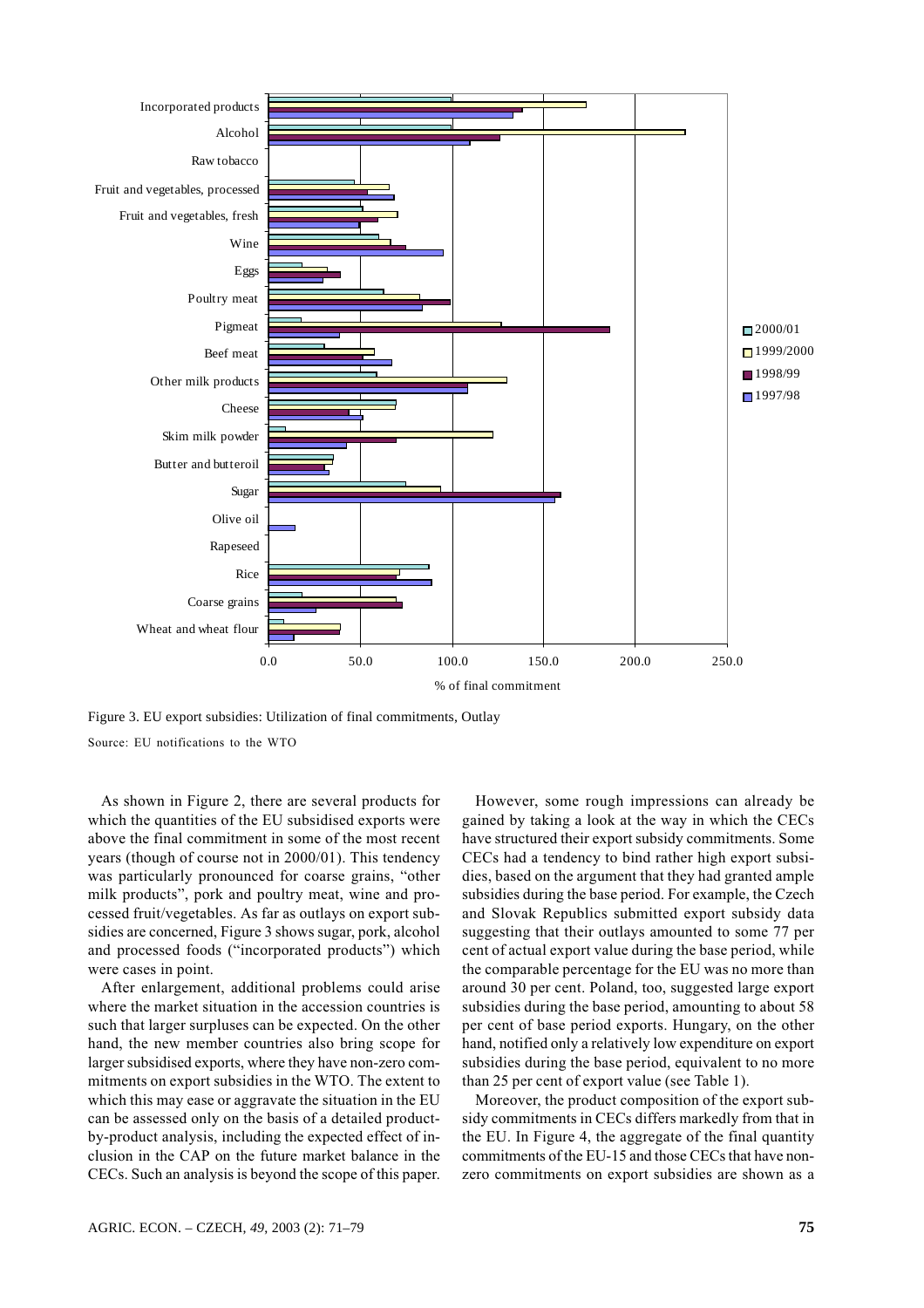Figure 3. EU export subsidies: Utilization of final commitments, Outlay

Source: EU notifications to the WTO

As shown in Figure 2, there are several products for which the quantities of the EU subsidised exports were above the final commitment in some of the most recent years (though of course not in 2000/01). This tendency was particularly pronounced for coarse grains, "other milk products", pork and poultry meat, wine and processed fruit/vegetables. As far as outlays on export subsidies are concerned, Figure 3 shows sugar, pork, alcohol and processed foods ("incorporated products") which were cases in point.

After enlargement, additional problems could arise where the market situation in the accession countries is such that larger surpluses can be expected. On the other hand, the new member countries also bring scope for larger subsidised exports, where they have non-zero commitments on export subsidies in the WTO. The extent to which this may ease or aggravate the situation in the EU can be assessed only on the basis of a detailed product-by-product analysis, including the expected effect of inclusion in the CAP on the future market balance in the CECs. Such an analysis is beyond the scope of this paper.

However, some rough impressions can already be gained by taking a look at the way in which the CECs have structured their export subsidy commitments. Some CECs had a tendency to bind rather high export subsidies, based on the argument that they had granted ample subsidies during the base period. For example, the Czech and Slovak Republics submitted export subsidy data suggesting that their outlays amounted to some 77 per cent of actual export value during the base period, while the comparable percentage for the EU was no more than around 30 per cent. Poland, too, suggested large export subsidies during the base period, amounting to about 58 per cent of base period exports. Hungary, on the other hand, notified only a relatively low expenditure on export subsidies during the base period, equivalent to no more than 25 per cent of export value (see Table 1).

Moreover, the product composition of the export subsidy commitments in CECs differs markedly from that in the EU. In Figure 4, the aggregate of the final quantity commitments of the EU-15 and those CECs that have non-zero commitments on export subsidies are shown as a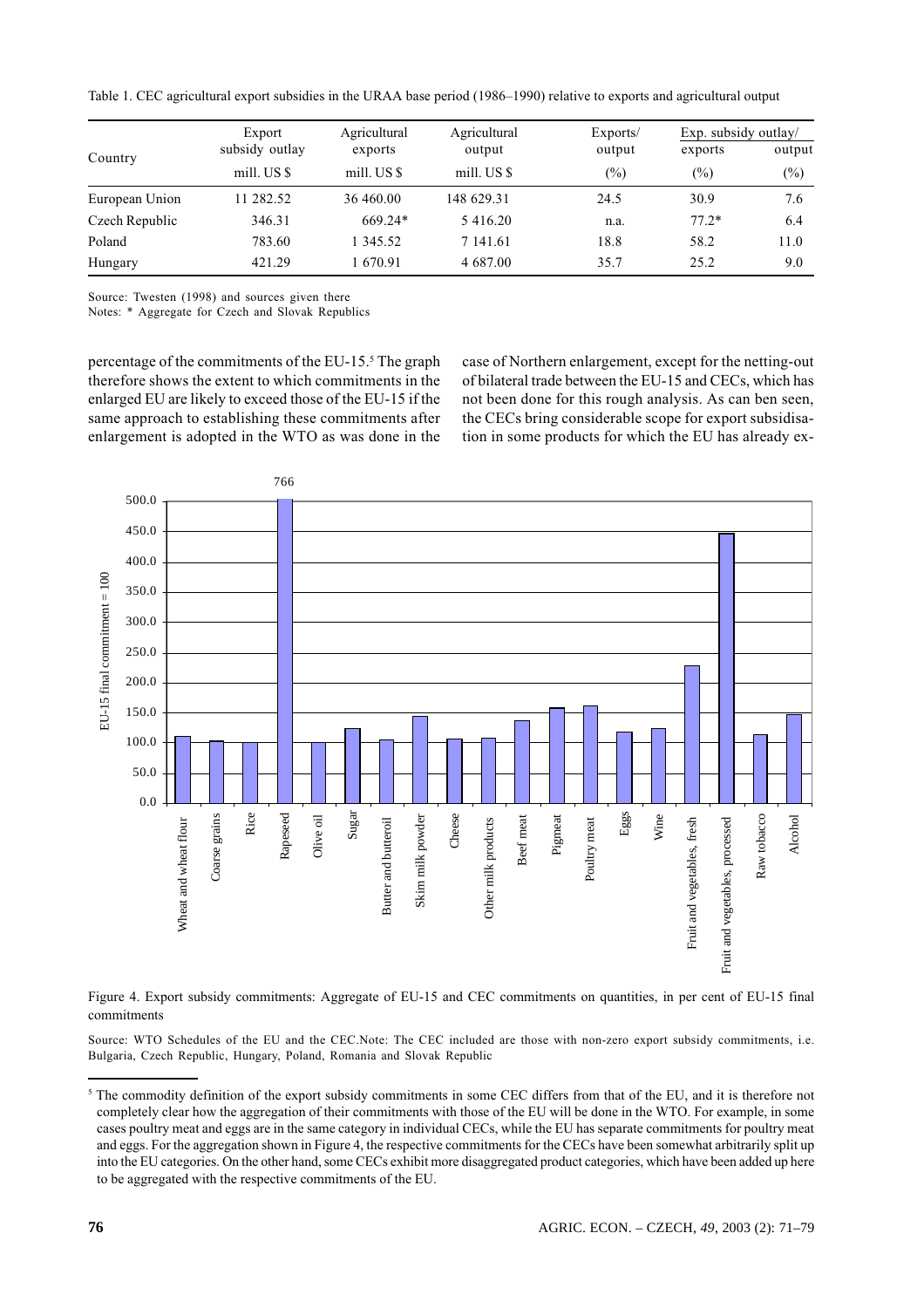Table 1. CEC agricultural export subsidies in the URAA base period (1986–1990) relative to exports and agricultural output

| Country | Export subsidy outlay | Agricultural exports | Agricultural output | Exports/ output | Exp. subsidy outlay/ exports | output |
|---|---|---|---|---|---|---|
| | mill. US $ | mill. US $ | mill. US $ | (%) | (%) | (%) |
| European Union | 11 282.52 | 36 460.00 | 148 629.31 | 24.5 | 30.9 | 7.6 |
| Czech Republic | 346.31 | 669.24* | 5 416.20 | n.a. | 77.2* | 6.4 |
| Poland | 783.60 | 1 345.52 | 7 141.61 | 18.8 | 58.2 | 11.0 |
| Hungary | 421.29 | 1 670.91 | 4 687.00 | 35.7 | 25.2 | 9.0 |

Source: Twesten (1998) and sources given there

Notes: * Aggregate for Czech and Slovak Republics

percentage of the commitments of the EU-15.[5] The graph therefore shows the extent to which commitments in the enlarged EU are likely to exceed those of the EU-15 if the same approach to establishing these commitments after enlargement is adopted in the WTO as was done in the case of Northern enlargement, except for the netting-out of bilateral trade between the EU-15 and CECs, which has not been done for this rough analysis. As can ben seen, the CECs bring considerable scope for export subsidisation in some products for which the EU has already ex-

Figure 4. Export subsidy commitments: Aggregate of EU-15 and CEC commitments on quantities, in per cent of EU-15 final commitments

Source: WTO Schedules of the EU and the CEC.Note: The CEC included are those with non-zero export subsidy commitments, i.e. Bulgaria, Czech Republic, Hungary, Poland, Romania and Slovak Republic

[5] The commodity definition of the export subsidy commitments in some CEC differs from that of the EU, and it is therefore not completely clear how the aggregation of their commitments with those of the EU will be done in the WTO. For example, in some cases poultry meat and eggs are in the same category in individual CECs, while the EU has separate commitments for poultry meat and eggs. For the aggregation shown in Figure 4, the respective commitments for the CECs have been somewhat arbitrarily split up into the EU categories. On the other hand, some CECs exhibit more disaggregated product categories, which have been added up here to be aggregated with the respective commitments of the EU.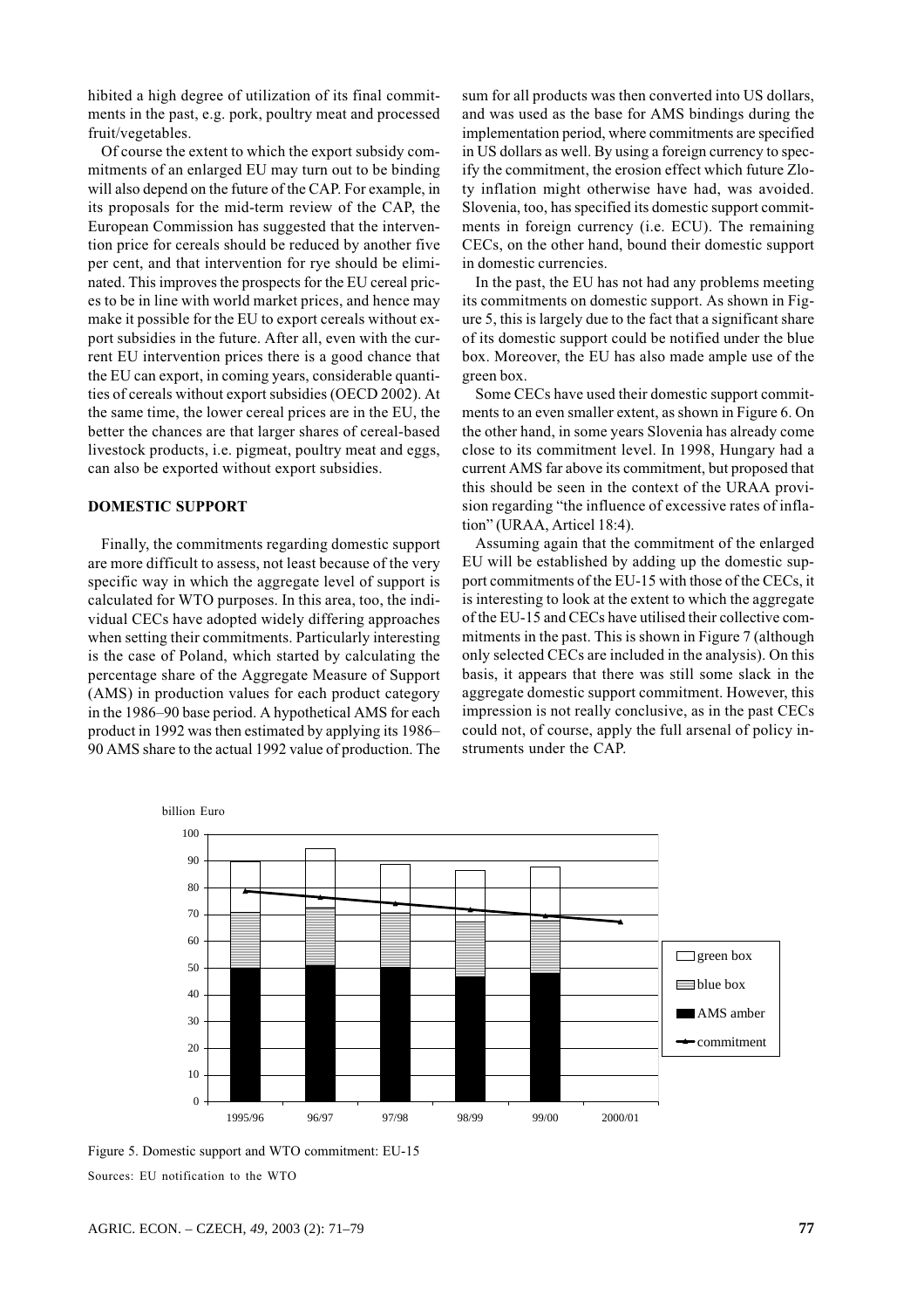hibited a high degree of utilization of its final commitments in the past, e.g. pork, poultry meat and processed fruit/vegetables.

Of course the extent to which the export subsidy commitments of an enlarged EU may turn out to be binding will also depend on the future of the CAP. For example, in its proposals for the mid-term review of the CAP, the European Commission has suggested that the intervention price for cereals should be reduced by another five per cent, and that intervention for rye should be eliminated. This improves the prospects for the EU cereal prices to be in line with world market prices, and hence may make it possible for the EU to export cereals without export subsidies in the future. After all, even with the current EU intervention prices there is a good chance that the EU can export, in coming years, considerable quantities of cereals without export subsidies (OECD 2002). At the same time, the lower cereal prices are in the EU, the better the chances are that larger shares of cereal-based livestock products, i.e. pigmeat, poultry meat and eggs, can also be exported without export subsidies.

## DOMESTIC SUPPORT

Finally, the commitments regarding domestic support are more difficult to assess, not least because of the very specific way in which the aggregate level of support is calculated for WTO purposes. In this area, too, the individual CECs have adopted widely differing approaches when setting their commitments. Particularly interesting is the case of Poland, which started by calculating the percentage share of the Aggregate Measure of Support (AMS) in production values for each product category in the 1986–90 base period. A hypothetical AMS for each product in 1992 was then estimated by applying its 1986–90 AMS share to the actual 1992 value of production. The sum for all products was then converted into US dollars, and was used as the base for AMS bindings during the implementation period, where commitments are specified in US dollars as well. By using a foreign currency to specify the commitment, the erosion effect which future Zloty inflation might otherwise have had, was avoided. Slovenia, too, has specified its domestic support commitments in foreign currency (i.e. ECU). The remaining CECs, on the other hand, bound their domestic support in domestic currencies.

In the past, the EU has not had any problems meeting its commitments on domestic support. As shown in Figure 5, this is largely due to the fact that a significant share of its domestic support could be notified under the blue box. Moreover, the EU has also made ample use of the green box.

Some CECs have used their domestic support commitments to an even smaller extent, as shown in Figure 6. On the other hand, in some years Slovenia has already come close to its commitment level. In 1998, Hungary had a current AMS far above its commitment, but proposed that this should be seen in the context of the URAA provision regarding "the influence of excessive rates of inflation" (URAA, Articel 18:4).

Assuming again that the commitment of the enlarged EU will be established by adding up the domestic support commitments of the EU-15 with those of the CECs, it is interesting to look at the extent to which the aggregate of the EU-15 and CECs have utilised their collective commitments in the past. This is shown in Figure 7 (although only selected CECs are included in the analysis). On this basis, it appears that there was still some slack in the aggregate domestic support commitment. However, this impression is not really conclusive, as in the past CECs could not, of course, apply the full arsenal of policy instruments under the CAP.

billion Euro

100
90
80
70
60
50
40
30
20
10
0

1995/96
96/97
97/98
98/99
99/00
2000/01

green box
blue box
AMS amber
commitment

Figure 5. Domestic support and WTO commitment: EU-15

Sources: EU notification to the WTO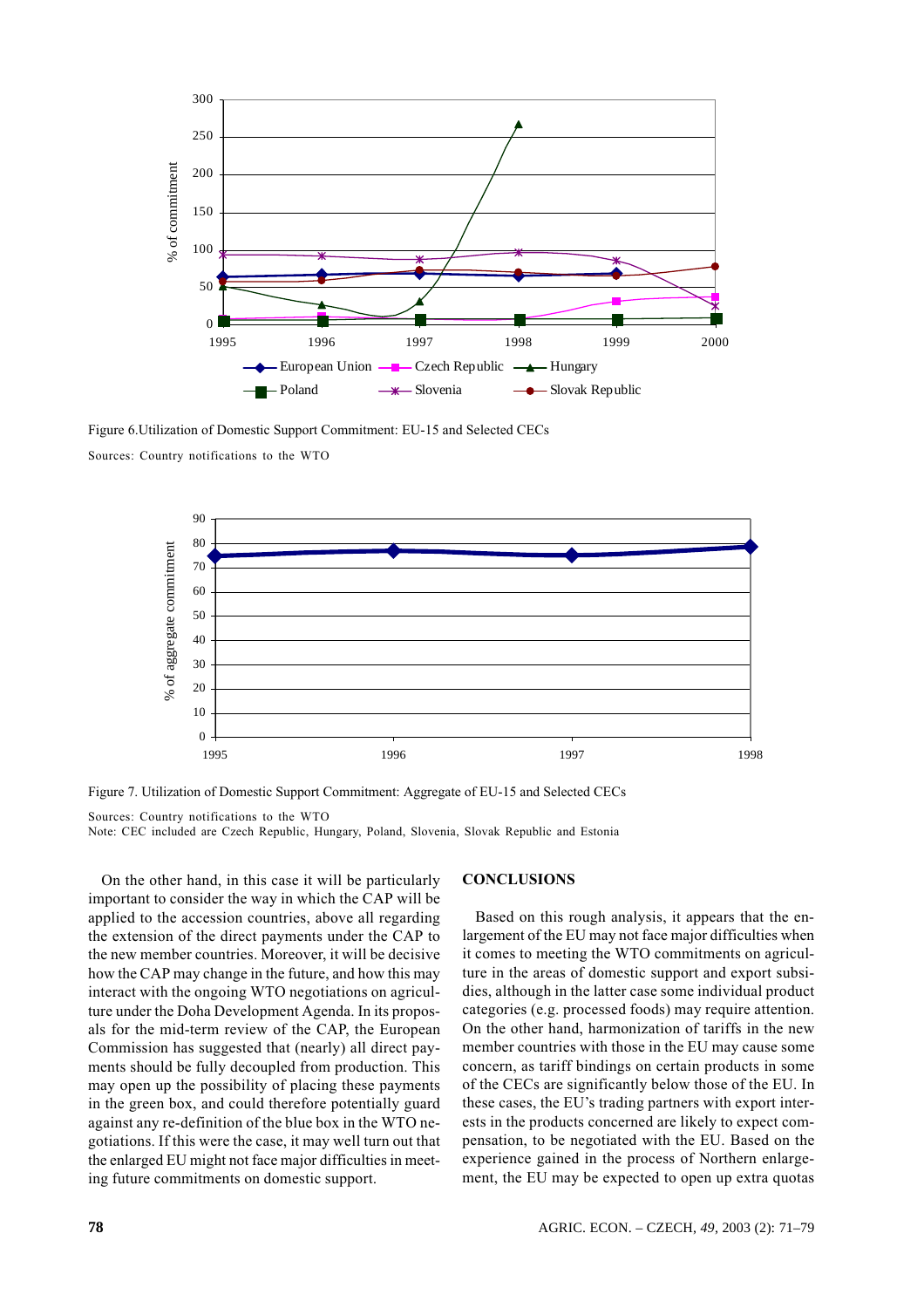% of commitment

300
250
200
150
100
50
0

1995 1996 1997 1998 1999 2000

European Union
Czech Republic
Hungary
Poland
Slovenia
Slovak Republic

Figure 6. Utilization of Domestic Support Commitment: EU-15 and Selected CECs

Sources: Country notifications to the WTO

% of aggregate commitment

90
80
70
60
50
40
30
20
10
0

1995 1996 1997 1998

Figure 7. Utilization of Domestic Support Commitment: Aggregate of EU-15 and Selected CECs

Sources: Country notifications to the WTO

Note: CEC included are Czech Republic, Hungary, Poland, Slovenia, Slovak Republic and Estonia

On the other hand, in this case it will be particularly important to consider the way in which the CAP will be applied to the accession countries, above all regarding the extension of the direct payments under the CAP to the new member countries. Moreover, it will be decisive how the CAP may change in the future, and how this may interact with the ongoing WTO negotiations on agriculture under the Doha Development Agenda. In its proposals for the mid-term review of the CAP, the European Commission has suggested that (nearly) all direct payments should be fully decoupled from production. This may open up the possibility of placing these payments in the green box, and could therefore potentially guard against any re-definition of the blue box in the WTO negotiations. If this were the case, it may well turn out that the enlarged EU might not face major difficulties in meeting future commitments on domestic support.

## CONCLUSIONS

Based on this rough analysis, it appears that the enlargement of the EU may not face major difficulties when it comes to meeting the WTO commitments on agriculture in the areas of domestic support and export subsidies, although in the latter case some individual product categories (e.g. processed foods) may require attention. On the other hand, harmonization of tariffs in the new member countries with those in the EU may cause some concern, as tariff bindings on certain products in some of the CECs are significantly below those of the EU. In these cases, the EU's trading partners with export interests in the products concerned are likely to expect compensation, to be negotiated with the EU. Based on the experience gained in the process of Northern enlargement, the EU may be expected to open up extra quotas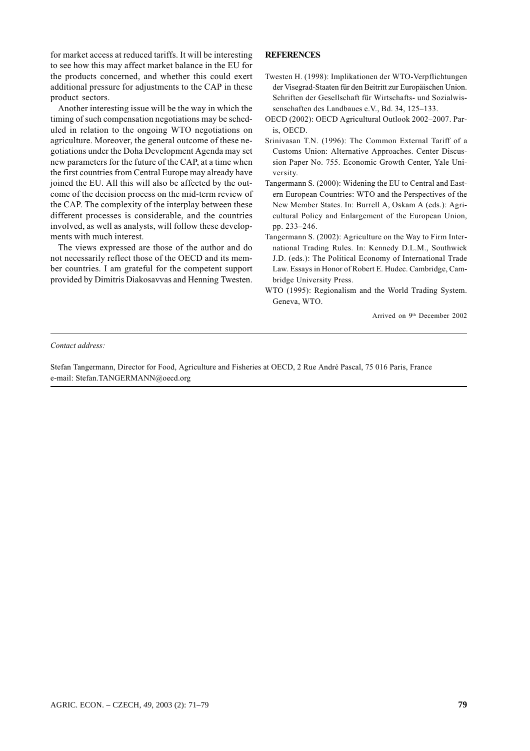for market access at reduced tariffs. It will be interesting to see how this may affect market balance in the EU for the products concerned, and whether this could exert additional pressure for adjustments to the CAP in these product sectors.

Another interesting issue will be the way in which the timing of such compensation negotiations may be scheduled in relation to the ongoing WTO negotiations on agriculture. Moreover, the general outcome of these negotiations under the Doha Development Agenda may set new parameters for the future of the CAP, at a time when the first countries from Central Europe may already have joined the EU. All this will also be affected by the outcome of the decision process on the mid-term review of the CAP. The complexity of the interplay between these different processes is considerable, and the countries involved, as well as analysts, will follow these developments with much interest.

The views expressed are those of the author and do not necessarily reflect those of the OECD and its member countries. I am grateful for the competent support provided by Dimitris Diakosavvas and Henning Twesten.

**REFERENCES**

Twesten H. (1998): Implikationen der WTO-Verpflichtungen der Visegrad-Staaten für den Beitritt zur Europäischen Union. Schriften der Gesellschaft für Wirtschafts- und Sozialwissenschaften des Landbaues e.V., Bd. 34, 125–133.

OECD (2002): OECD Agricultural Outlook 2002–2007. Paris, OECD.

Srinivasan T.N. (1996): The Common External Tariff of a Customs Union: Alternative Approaches. Center Discussion Paper No. 755. Economic Growth Center, Yale University.

Tangermann S. (2000): Widening the EU to Central and Eastern European Countries: WTO and the Perspectives of the New Member States. In: Burrell A, Oskam A (eds.): Agricultural Policy and Enlargement of the European Union, pp. 233–246.

Tangermann S. (2002): Agriculture on the Way to Firm International Trading Rules. In: Kennedy D.L.M., Southwick J.D. (eds.): The Political Economy of International Trade Law. Essays in Honor of Robert E. Hudec. Cambridge, Cambridge University Press.

WTO (1995): Regionalism and the World Trading System. Geneva, WTO.

Arrived on 9th December 2002

*Contact address:*

Stefan Tangermann, Director for Food, Agriculture and Fisheries at OECD, 2 Rue André Pascal, 75 016 Paris, France
e-mail: Stefan.TANGERMANN@oecd.org